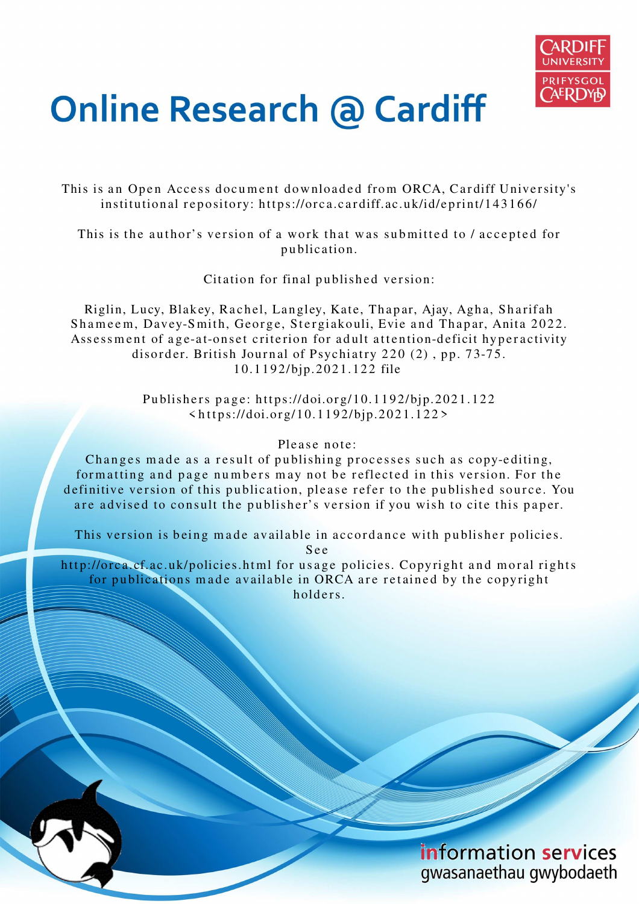# Online Research @ Cardiff

This is an Open Access document downloaded from ORCA, Cardiff University's institutional repository: https://orca.cardiff.ac.uk/id/eprint/143166/

This is the author's version of a work that was submitted to / accepted for publication.

Citation for final published version:

Riglin, Lucy, Blakey, Rachel, Langley, Kate, Thapar, Ajay, Agha, Sharifah Shameem, Davey-Smith, George, Stergiakouli, Evie and Thapar, Anita 2022. Assessment of age-at-onset criterion for adult attention-deficit hyperactivity disorder. British Journal of Psychiatry 220 (2) , pp. 73-75. 10.1192/bjp.2021.122 file

Publishers page: https://doi.org/10.1192/bjp.2021.122 <https://doi.org/10.1192/bjp.2021.122>

Please note:
Changes made as a result of publishing processes such as copy-editing, formatting and page numbers may not be reflected in this version. For the definitive version of this publication, please refer to the published source. You are advised to consult the publisher's version if you wish to cite this paper.

This version is being made available in accordance with publisher policies. See http://orca.cf.ac.uk/policies.html for usage policies. Copyright and moral rights for publications made available in ORCA are retained by the copyright holders.

information services
gwasanaethau gwybodaeth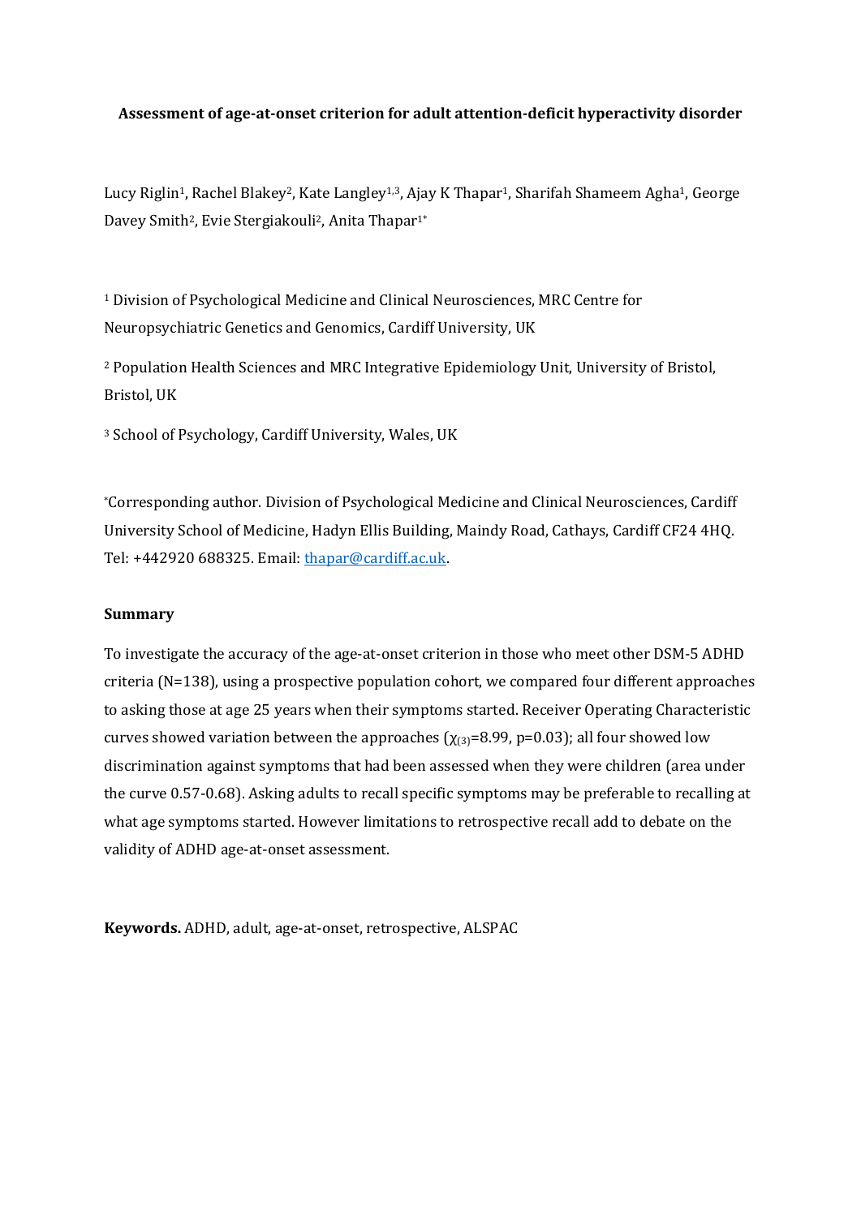**Assessment of age-at-onset criterion for adult attention-deficit hyperactivity disorder**

Lucy Riglin[1], Rachel Blakey[2], Kate Langley[1,3], Ajay K Thapar[1], Sharifah Shameem Agha[1], George Davey Smith[2], Evie Stergiakouli[2], Anita Thapar[1*]

[1] Division of Psychological Medicine and Clinical Neurosciences, MRC Centre for Neuropsychiatric Genetics and Genomics, Cardiff University, UK

[2] Population Health Sciences and MRC Integrative Epidemiology Unit, University of Bristol, Bristol, UK

[3] School of Psychology, Cardiff University, Wales, UK

[*]Corresponding author. Division of Psychological Medicine and Clinical Neurosciences, Cardiff University School of Medicine, Hadyn Ellis Building, Maindy Road, Cathays, Cardiff CF24 4HQ. Tel: +442920 688325. Email: thapar@cardiff.ac.uk.

**Summary**

To investigate the accuracy of the age-at-onset criterion in those who meet other DSM-5 ADHD criteria (N=138), using a prospective population cohort, we compared four different approaches to asking those at age 25 years when their symptoms started. Receiver Operating Characteristic curves showed variation between the approaches ($\chi_{(3)}$=8.99, p=0.03); all four showed low discrimination against symptoms that had been assessed when they were children (area under the curve 0.57-0.68). Asking adults to recall specific symptoms may be preferable to recalling at what age symptoms started. However limitations to retrospective recall add to debate on the validity of ADHD age-at-onset assessment.

**Keywords.** ADHD, adult, age-at-onset, retrospective, ALSPAC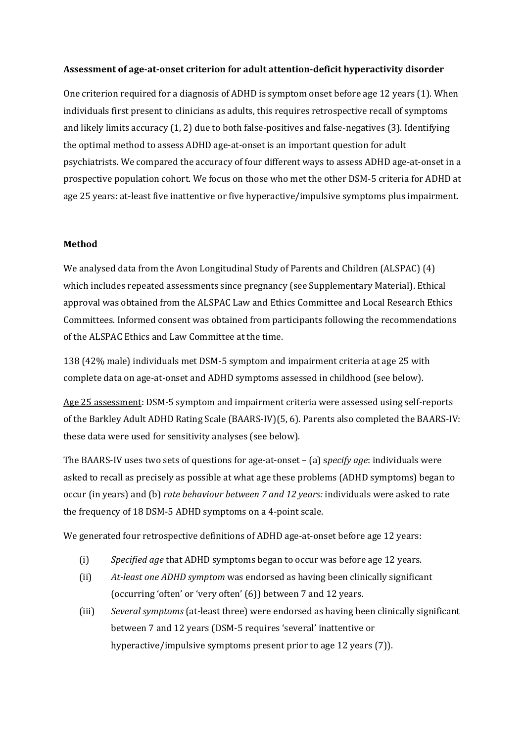**Assessment of age-at-onset criterion for adult attention-deficit hyperactivity disorder**

One criterion required for a diagnosis of ADHD is symptom onset before age 12 years (1). When individuals first present to clinicians as adults, this requires retrospective recall of symptoms and likely limits accuracy (1, 2) due to both false-positives and false-negatives (3). Identifying the optimal method to assess ADHD age-at-onset is an important question for adult psychiatrists. We compared the accuracy of four different ways to assess ADHD age-at-onset in a prospective population cohort. We focus on those who met the other DSM-5 criteria for ADHD at age 25 years: at-least five inattentive or five hyperactive/impulsive symptoms plus impairment.

**Method**

We analysed data from the Avon Longitudinal Study of Parents and Children (ALSPAC) (4) which includes repeated assessments since pregnancy (see Supplementary Material). Ethical approval was obtained from the ALSPAC Law and Ethics Committee and Local Research Ethics Committees. Informed consent was obtained from participants following the recommendations of the ALSPAC Ethics and Law Committee at the time.

138 (42% male) individuals met DSM-5 symptom and impairment criteria at age 25 with complete data on age-at-onset and ADHD symptoms assessed in childhood (see below).

Age 25 assessment: DSM-5 symptom and impairment criteria were assessed using self-reports of the Barkley Adult ADHD Rating Scale (BAARS-IV)(5, 6). Parents also completed the BAARS-IV: these data were used for sensitivity analyses (see below).

The BAARS-IV uses two sets of questions for age-at-onset – (a) s*pecify age*: individuals were asked to recall as precisely as possible at what age these problems (ADHD symptoms) began to occur (in years) and (b) *rate behaviour between 7 and 12 years:* individuals were asked to rate the frequency of 18 DSM-5 ADHD symptoms on a 4-point scale.

We generated four retrospective definitions of ADHD age-at-onset before age 12 years:

(i) *Specified age* that ADHD symptoms began to occur was before age 12 years.

(ii) *At-least one ADHD symptom* was endorsed as having been clinically significant (occurring 'often' or 'very often' (6)) between 7 and 12 years.

(iii) *Several symptoms* (at-least three) were endorsed as having been clinically significant between 7 and 12 years (DSM-5 requires 'several' inattentive or hyperactive/impulsive symptoms present prior to age 12 years (7)).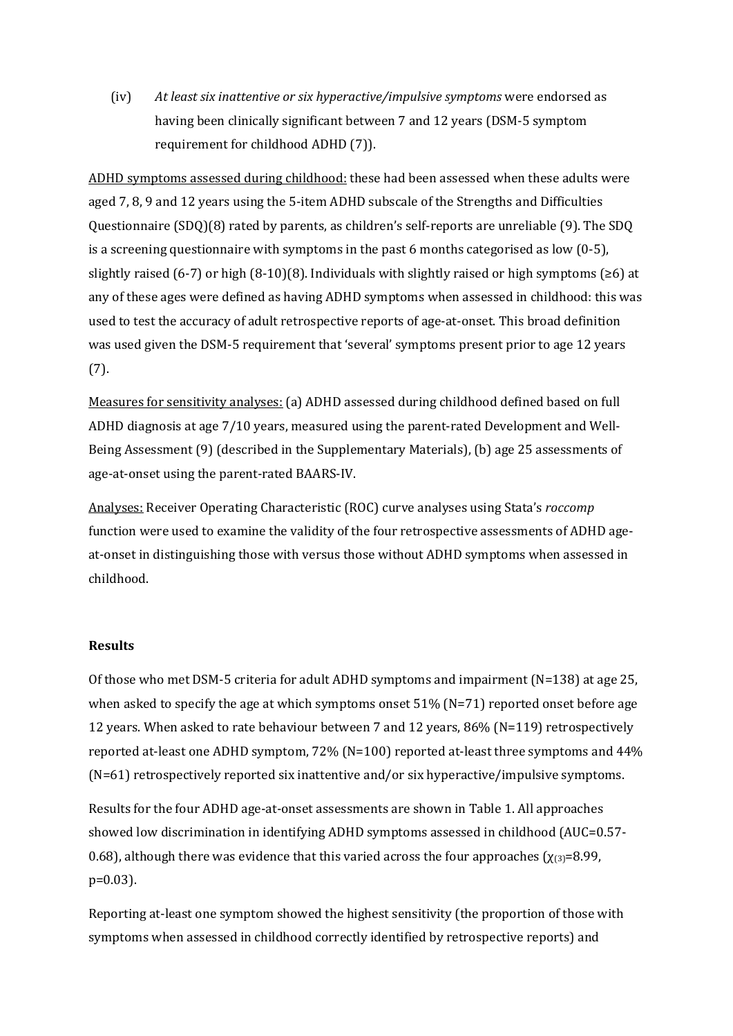(iv) *At least six inattentive or six hyperactive/impulsive symptoms* were endorsed as having been clinically significant between 7 and 12 years (DSM-5 symptom requirement for childhood ADHD (7)).

ADHD symptoms assessed during childhood: these had been assessed when these adults were aged 7, 8, 9 and 12 years using the 5-item ADHD subscale of the Strengths and Difficulties Questionnaire (SDQ)(8) rated by parents, as children's self-reports are unreliable (9). The SDQ is a screening questionnaire with symptoms in the past 6 months categorised as low (0-5), slightly raised (6-7) or high (8-10)(8). Individuals with slightly raised or high symptoms (≥6) at any of these ages were defined as having ADHD symptoms when assessed in childhood: this was used to test the accuracy of adult retrospective reports of age-at-onset. This broad definition was used given the DSM-5 requirement that 'several' symptoms present prior to age 12 years (7).

Measures for sensitivity analyses: (a) ADHD assessed during childhood defined based on full ADHD diagnosis at age 7/10 years, measured using the parent-rated Development and Well-Being Assessment (9) (described in the Supplementary Materials), (b) age 25 assessments of age-at-onset using the parent-rated BAARS-IV.

Analyses: Receiver Operating Characteristic (ROC) curve analyses using Stata's *roccomp* function were used to examine the validity of the four retrospective assessments of ADHD age-at-onset in distinguishing those with versus those without ADHD symptoms when assessed in childhood.

## Results

Of those who met DSM-5 criteria for adult ADHD symptoms and impairment (N=138) at age 25, when asked to specify the age at which symptoms onset 51% (N=71) reported onset before age 12 years. When asked to rate behaviour between 7 and 12 years, 86% (N=119) retrospectively reported at-least one ADHD symptom, 72% (N=100) reported at-least three symptoms and 44% (N=61) retrospectively reported six inattentive and/or six hyperactive/impulsive symptoms.

Results for the four ADHD age-at-onset assessments are shown in Table 1. All approaches showed low discrimination in identifying ADHD symptoms assessed in childhood (AUC=0.57-0.68), although there was evidence that this varied across the four approaches ($\chi_{(3)}$=8.99, p=0.03).

Reporting at-least one symptom showed the highest sensitivity (the proportion of those with symptoms when assessed in childhood correctly identified by retrospective reports) and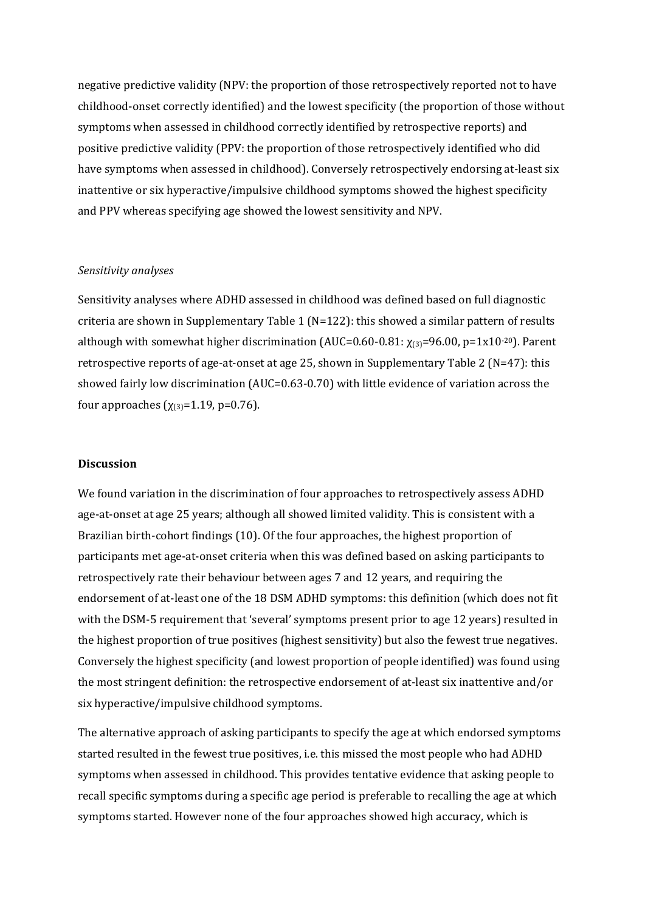negative predictive validity (NPV: the proportion of those retrospectively reported not to have childhood-onset correctly identified) and the lowest specificity (the proportion of those without symptoms when assessed in childhood correctly identified by retrospective reports) and positive predictive validity (PPV: the proportion of those retrospectively identified who did have symptoms when assessed in childhood). Conversely retrospectively endorsing at-least six inattentive or six hyperactive/impulsive childhood symptoms showed the highest specificity and PPV whereas specifying age showed the lowest sensitivity and NPV.

*Sensitivity analyses*

Sensitivity analyses where ADHD assessed in childhood was defined based on full diagnostic criteria are shown in Supplementary Table 1 (N=122): this showed a similar pattern of results although with somewhat higher discrimination (AUC=0.60-0.81: $\chi_{(3)}$=96.00, p=1x10$^{-20}$). Parent retrospective reports of age-at-onset at age 25, shown in Supplementary Table 2 (N=47): this showed fairly low discrimination (AUC=0.63-0.70) with little evidence of variation across the four approaches ($\chi_{(3)}$=1.19, p=0.76).

**Discussion**

We found variation in the discrimination of four approaches to retrospectively assess ADHD age-at-onset at age 25 years; although all showed limited validity. This is consistent with a Brazilian birth-cohort findings (10). Of the four approaches, the highest proportion of participants met age-at-onset criteria when this was defined based on asking participants to retrospectively rate their behaviour between ages 7 and 12 years, and requiring the endorsement of at-least one of the 18 DSM ADHD symptoms: this definition (which does not fit with the DSM-5 requirement that 'several' symptoms present prior to age 12 years) resulted in the highest proportion of true positives (highest sensitivity) but also the fewest true negatives. Conversely the highest specificity (and lowest proportion of people identified) was found using the most stringent definition: the retrospective endorsement of at-least six inattentive and/or six hyperactive/impulsive childhood symptoms.

The alternative approach of asking participants to specify the age at which endorsed symptoms started resulted in the fewest true positives, i.e. this missed the most people who had ADHD symptoms when assessed in childhood. This provides tentative evidence that asking people to recall specific symptoms during a specific age period is preferable to recalling the age at which symptoms started. However none of the four approaches showed high accuracy, which is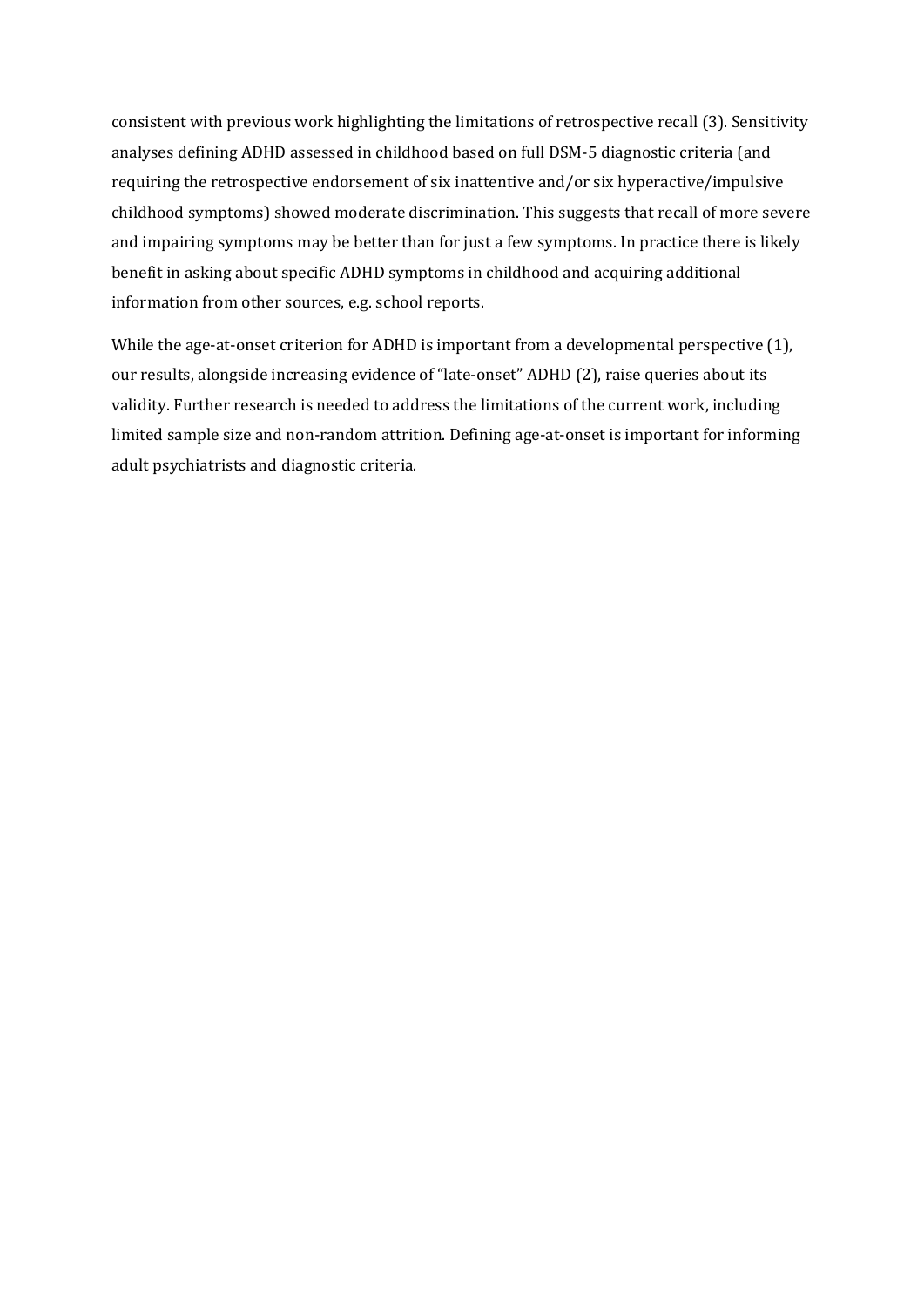consistent with previous work highlighting the limitations of retrospective recall (3). Sensitivity analyses defining ADHD assessed in childhood based on full DSM-5 diagnostic criteria (and requiring the retrospective endorsement of six inattentive and/or six hyperactive/impulsive childhood symptoms) showed moderate discrimination. This suggests that recall of more severe and impairing symptoms may be better than for just a few symptoms. In practice there is likely benefit in asking about specific ADHD symptoms in childhood and acquiring additional information from other sources, e.g. school reports.

While the age-at-onset criterion for ADHD is important from a developmental perspective (1), our results, alongside increasing evidence of "late-onset" ADHD (2), raise queries about its validity. Further research is needed to address the limitations of the current work, including limited sample size and non-random attrition. Defining age-at-onset is important for informing adult psychiatrists and diagnostic criteria.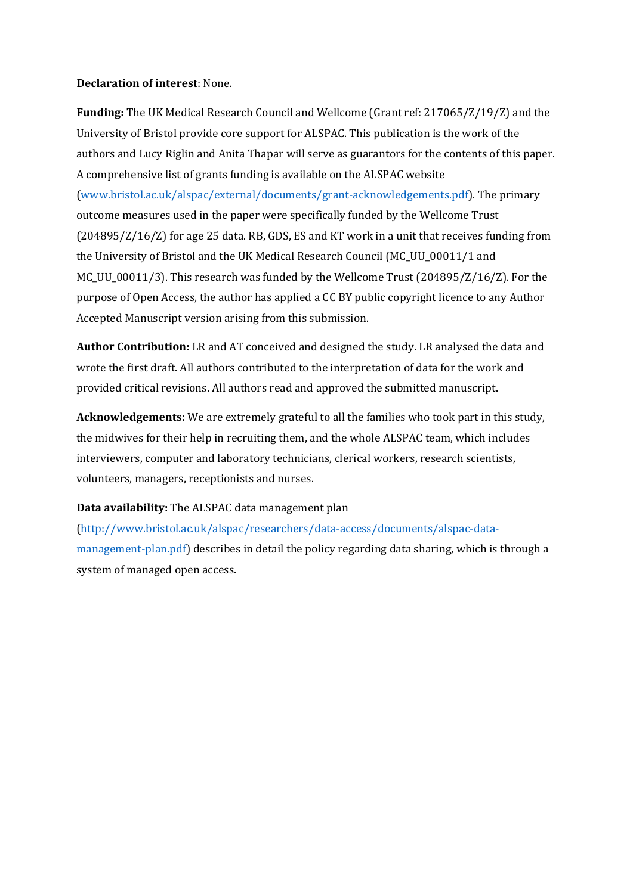**Declaration of interest**: None.

**Funding:** The UK Medical Research Council and Wellcome (Grant ref: 217065/Z/19/Z) and the University of Bristol provide core support for ALSPAC. This publication is the work of the authors and Lucy Riglin and Anita Thapar will serve as guarantors for the contents of this paper. A comprehensive list of grants funding is available on the ALSPAC website (www.bristol.ac.uk/alspac/external/documents/grant-acknowledgements.pdf). The primary outcome measures used in the paper were specifically funded by the Wellcome Trust (204895/Z/16/Z) for age 25 data. RB, GDS, ES and KT work in a unit that receives funding from the University of Bristol and the UK Medical Research Council (MC_UU_00011/1 and MC_UU_00011/3). This research was funded by the Wellcome Trust (204895/Z/16/Z). For the purpose of Open Access, the author has applied a CC BY public copyright licence to any Author Accepted Manuscript version arising from this submission.

**Author Contribution:** LR and AT conceived and designed the study. LR analysed the data and wrote the first draft. All authors contributed to the interpretation of data for the work and provided critical revisions. All authors read and approved the submitted manuscript.

**Acknowledgements:** We are extremely grateful to all the families who took part in this study, the midwives for their help in recruiting them, and the whole ALSPAC team, which includes interviewers, computer and laboratory technicians, clerical workers, research scientists, volunteers, managers, receptionists and nurses.

**Data availability:** The ALSPAC data management plan (http://www.bristol.ac.uk/alspac/researchers/data-access/documents/alspac-data-management-plan.pdf) describes in detail the policy regarding data sharing, which is through a system of managed open access.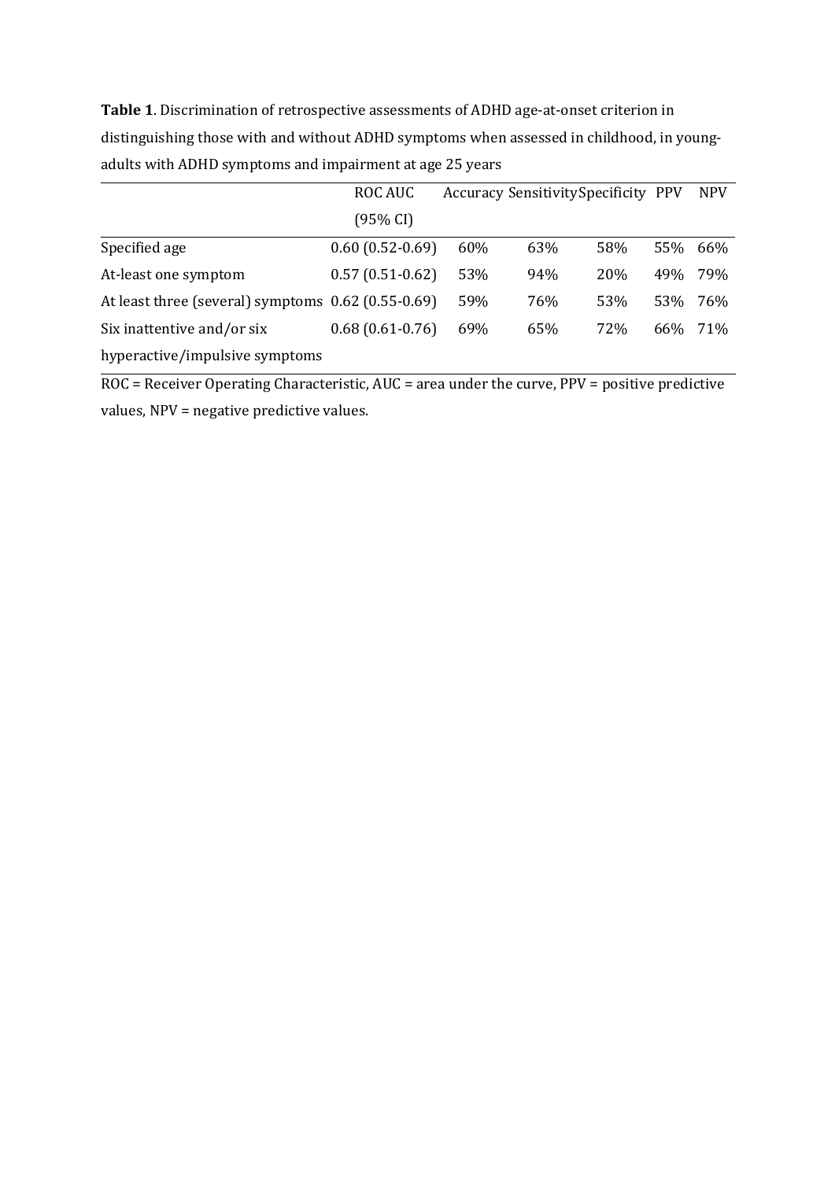**Table 1**. Discrimination of retrospective assessments of ADHD age-at-onset criterion in distinguishing those with and without ADHD symptoms when assessed in childhood, in young-adults with ADHD symptoms and impairment at age 25 years

| | ROC AUC (95% CI) | Accuracy | Sensitivity | Specificity | PPV | NPV |
|---|---|---|---|---|---|---|
| Specified age | 0.60 (0.52-0.69) | 60% | 63% | 58% | 55% | 66% |
| At-least one symptom | 0.57 (0.51-0.62) | 53% | 94% | 20% | 49% | 79% |
| At least three (several) symptoms | 0.62 (0.55-0.69) | 59% | 76% | 53% | 53% | 76% |
| Six inattentive and/or six hyperactive/impulsive symptoms | 0.68 (0.61-0.76) | 69% | 65% | 72% | 66% | 71% |

ROC = Receiver Operating Characteristic, AUC = area under the curve, PPV = positive predictive values, NPV = negative predictive values.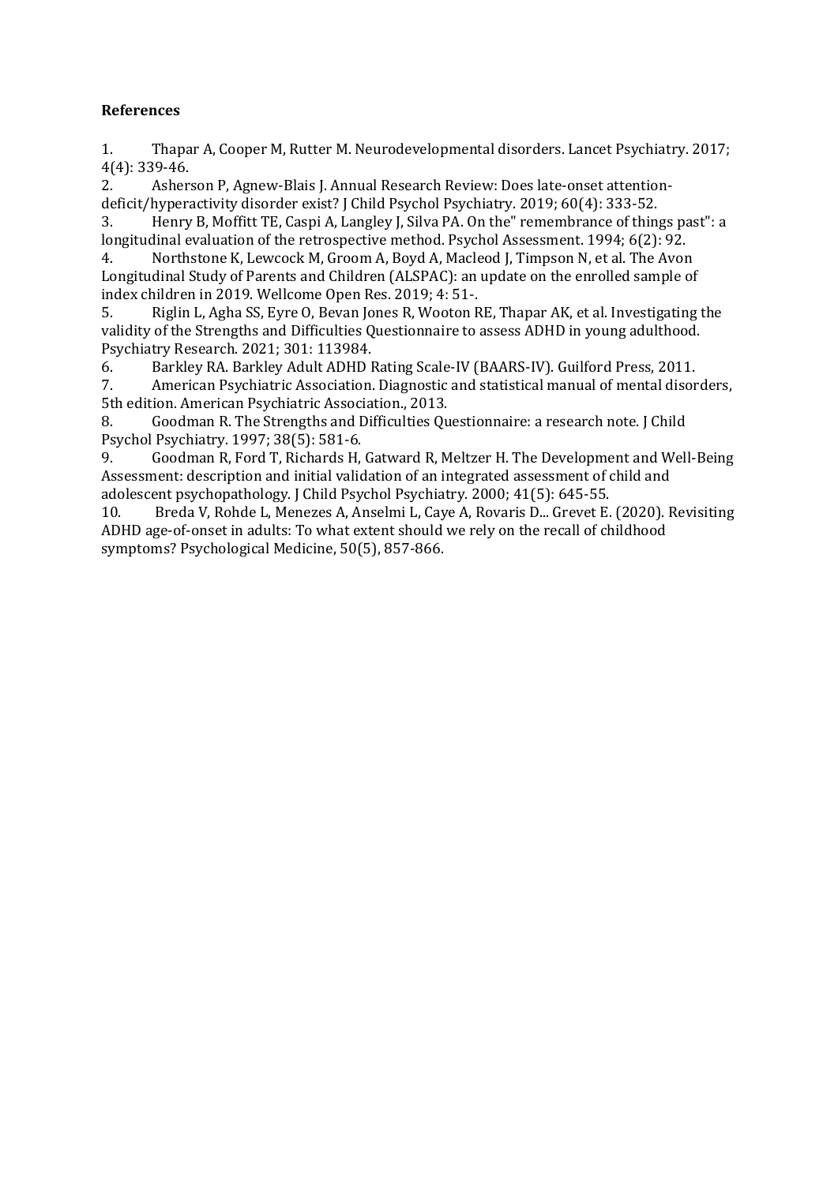**References**

1. Thapar A, Cooper M, Rutter M. Neurodevelopmental disorders. Lancet Psychiatry. 2017; 4(4): 339-46.
2. Asherson P, Agnew-Blais J. Annual Research Review: Does late-onset attention-deficit/hyperactivity disorder exist? J Child Psychol Psychiatry. 2019; 60(4): 333-52.
3. Henry B, Moffitt TE, Caspi A, Langley J, Silva PA. On the" remembrance of things past": a longitudinal evaluation of the retrospective method. Psychol Assessment. 1994; 6(2): 92.
4. Northstone K, Lewcock M, Groom A, Boyd A, Macleod J, Timpson N, et al. The Avon Longitudinal Study of Parents and Children (ALSPAC): an update on the enrolled sample of index children in 2019. Wellcome Open Res. 2019; 4: 51-.
5. Riglin L, Agha SS, Eyre O, Bevan Jones R, Wooton RE, Thapar AK, et al. Investigating the validity of the Strengths and Difficulties Questionnaire to assess ADHD in young adulthood. Psychiatry Research. 2021; 301: 113984.
6. Barkley RA. Barkley Adult ADHD Rating Scale-IV (BAARS-IV). Guilford Press, 2011.
7. American Psychiatric Association. Diagnostic and statistical manual of mental disorders, 5th edition. American Psychiatric Association., 2013.
8. Goodman R. The Strengths and Difficulties Questionnaire: a research note. J Child Psychol Psychiatry. 1997; 38(5): 581-6.
9. Goodman R, Ford T, Richards H, Gatward R, Meltzer H. The Development and Well-Being Assessment: description and initial validation of an integrated assessment of child and adolescent psychopathology. J Child Psychol Psychiatry. 2000; 41(5): 645-55.
10. Breda V, Rohde L, Menezes A, Anselmi L, Caye A, Rovaris D... Grevet E. (2020). Revisiting ADHD age-of-onset in adults: To what extent should we rely on the recall of childhood symptoms? Psychological Medicine, 50(5), 857-866.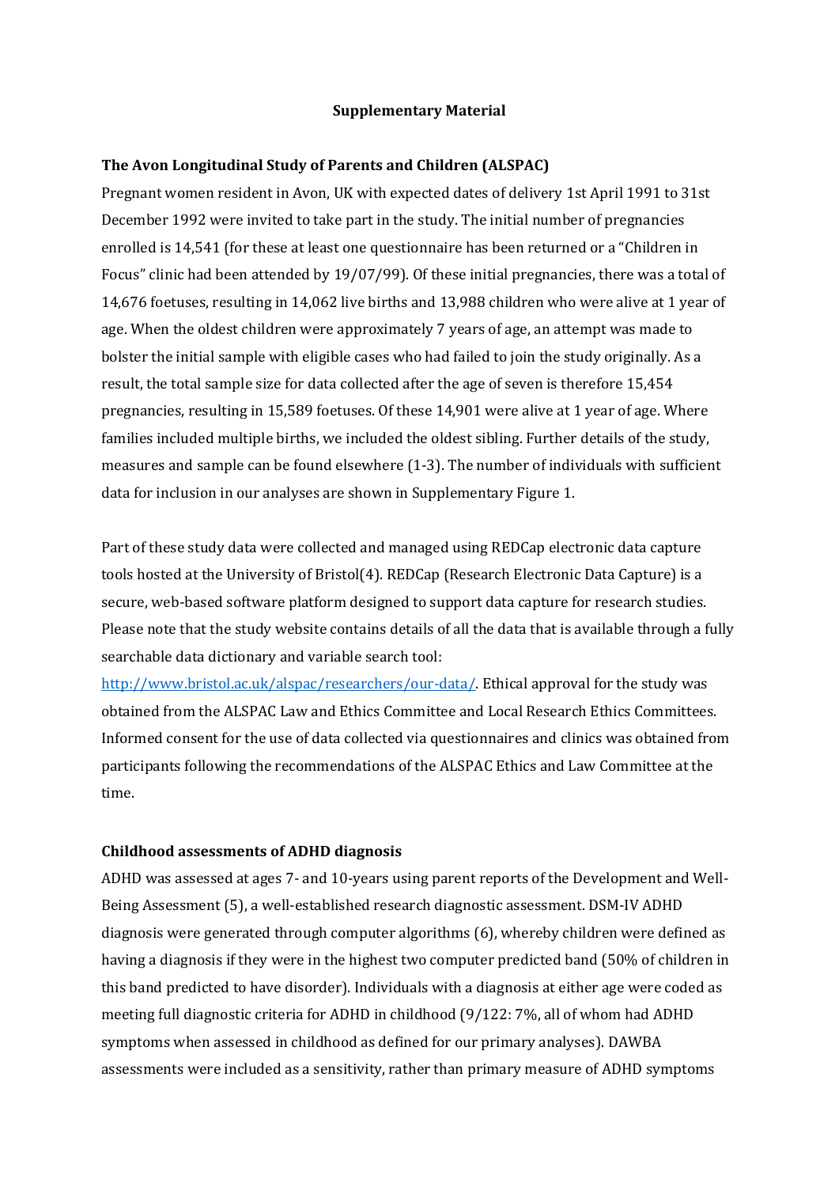**Supplementary Material**

**The Avon Longitudinal Study of Parents and Children (ALSPAC)**

Pregnant women resident in Avon, UK with expected dates of delivery 1st April 1991 to 31st December 1992 were invited to take part in the study. The initial number of pregnancies enrolled is 14,541 (for these at least one questionnaire has been returned or a "Children in Focus" clinic had been attended by 19/07/99). Of these initial pregnancies, there was a total of 14,676 foetuses, resulting in 14,062 live births and 13,988 children who were alive at 1 year of age. When the oldest children were approximately 7 years of age, an attempt was made to bolster the initial sample with eligible cases who had failed to join the study originally. As a result, the total sample size for data collected after the age of seven is therefore 15,454 pregnancies, resulting in 15,589 foetuses. Of these 14,901 were alive at 1 year of age. Where families included multiple births, we included the oldest sibling. Further details of the study, measures and sample can be found elsewhere (1-3). The number of individuals with sufficient data for inclusion in our analyses are shown in Supplementary Figure 1.

Part of these study data were collected and managed using REDCap electronic data capture tools hosted at the University of Bristol(4). REDCap (Research Electronic Data Capture) is a secure, web-based software platform designed to support data capture for research studies. Please note that the study website contains details of all the data that is available through a fully searchable data dictionary and variable search tool: http://www.bristol.ac.uk/alspac/researchers/our-data/. Ethical approval for the study was obtained from the ALSPAC Law and Ethics Committee and Local Research Ethics Committees. Informed consent for the use of data collected via questionnaires and clinics was obtained from participants following the recommendations of the ALSPAC Ethics and Law Committee at the time.

**Childhood assessments of ADHD diagnosis**

ADHD was assessed at ages 7- and 10-years using parent reports of the Development and Well-Being Assessment (5), a well-established research diagnostic assessment. DSM-IV ADHD diagnosis were generated through computer algorithms (6), whereby children were defined as having a diagnosis if they were in the highest two computer predicted band (50% of children in this band predicted to have disorder). Individuals with a diagnosis at either age were coded as meeting full diagnostic criteria for ADHD in childhood (9/122: 7%, all of whom had ADHD symptoms when assessed in childhood as defined for our primary analyses). DAWBA assessments were included as a sensitivity, rather than primary measure of ADHD symptoms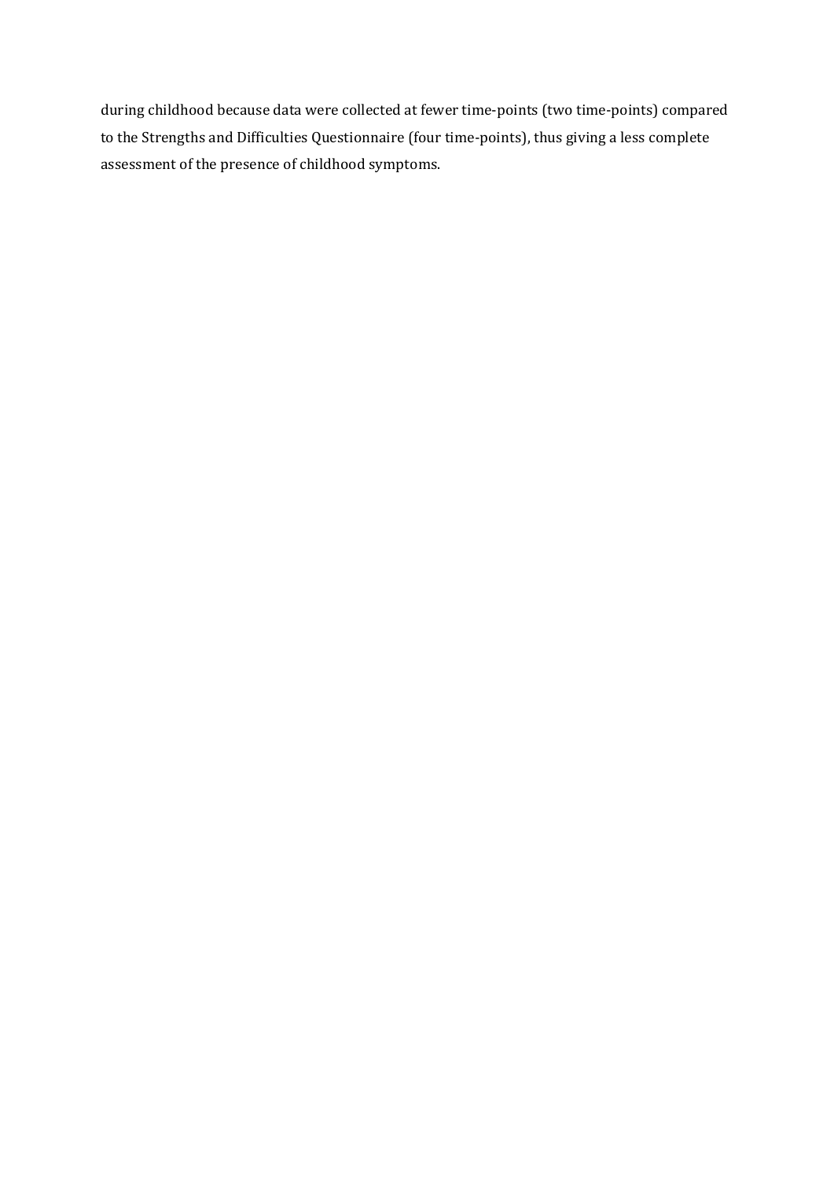during childhood because data were collected at fewer time-points (two time-points) compared to the Strengths and Difficulties Questionnaire (four time-points), thus giving a less complete assessment of the presence of childhood symptoms.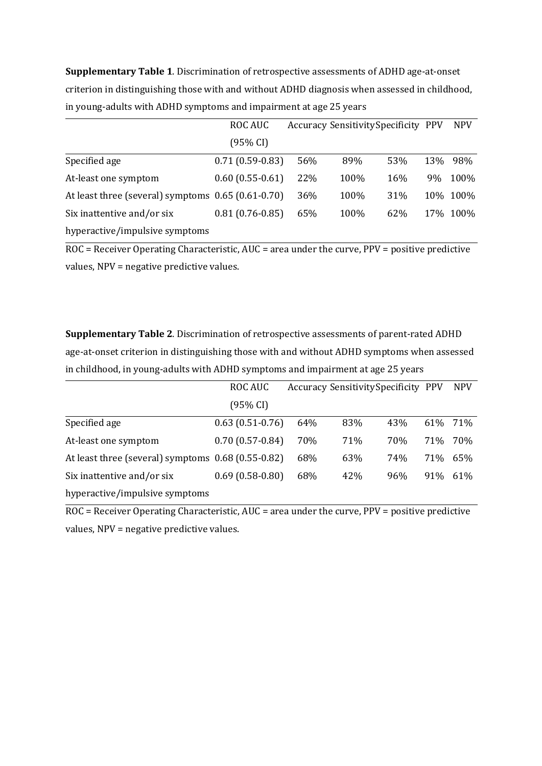**Supplementary Table 1**. Discrimination of retrospective assessments of ADHD age-at-onset criterion in distinguishing those with and without ADHD diagnosis when assessed in childhood, in young-adults with ADHD symptoms and impairment at age 25 years

| | ROC AUC (95% CI) | Accuracy | Sensitivity | Specificity | PPV | NPV |
|---|---|---|---|---|---|---|
| Specified age | 0.71 (0.59-0.83) | 56% | 89% | 53% | 13% | 98% |
| At-least one symptom | 0.60 (0.55-0.61) | 22% | 100% | 16% | 9% | 100% |
| At least three (several) symptoms | 0.65 (0.61-0.70) | 36% | 100% | 31% | 10% | 100% |
| Six inattentive and/or six hyperactive/impulsive symptoms | 0.81 (0.76-0.85) | 65% | 100% | 62% | 17% | 100% |

ROC = Receiver Operating Characteristic, AUC = area under the curve, PPV = positive predictive values, NPV = negative predictive values.

**Supplementary Table 2**. Discrimination of retrospective assessments of parent-rated ADHD age-at-onset criterion in distinguishing those with and without ADHD symptoms when assessed in childhood, in young-adults with ADHD symptoms and impairment at age 25 years

| | ROC AUC (95% CI) | Accuracy | Sensitivity | Specificity | PPV | NPV |
|---|---|---|---|---|---|---|
| Specified age | 0.63 (0.51-0.76) | 64% | 83% | 43% | 61% | 71% |
| At-least one symptom | 0.70 (0.57-0.84) | 70% | 71% | 70% | 71% | 70% |
| At least three (several) symptoms | 0.68 (0.55-0.82) | 68% | 63% | 74% | 71% | 65% |
| Six inattentive and/or six hyperactive/impulsive symptoms | 0.69 (0.58-0.80) | 68% | 42% | 96% | 91% | 61% |

ROC = Receiver Operating Characteristic, AUC = area under the curve, PPV = positive predictive values, NPV = negative predictive values.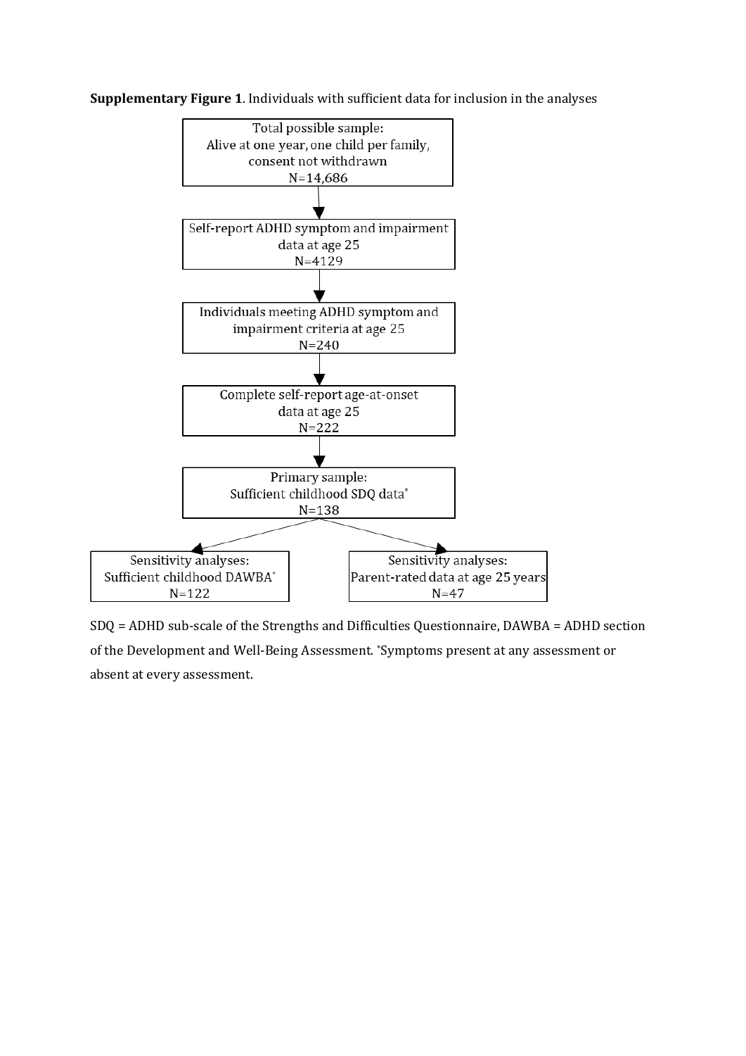**Supplementary Figure 1**. Individuals with sufficient data for inclusion in the analyses

Total possible sample:
Alive at one year, one child per family, consent not withdrawn
N=14,686

↓

Self-report ADHD symptom and impairment data at age 25
N=4129

↓

Individuals meeting ADHD symptom and impairment criteria at age 25
N=240

↓

Complete self-report age-at-onset data at age 25
N=222

↓

Primary sample:
Sufficient childhood SDQ data*
N=138

↓

Sensitivity analyses:
Sufficient childhood DAWBA*
N=122

Sensitivity analyses:
Parent-rated data at age 25 years
N=47

SDQ = ADHD sub-scale of the Strengths and Difficulties Questionnaire, DAWBA = ADHD section of the Development and Well-Being Assessment. *Symptoms present at any assessment or absent at every assessment.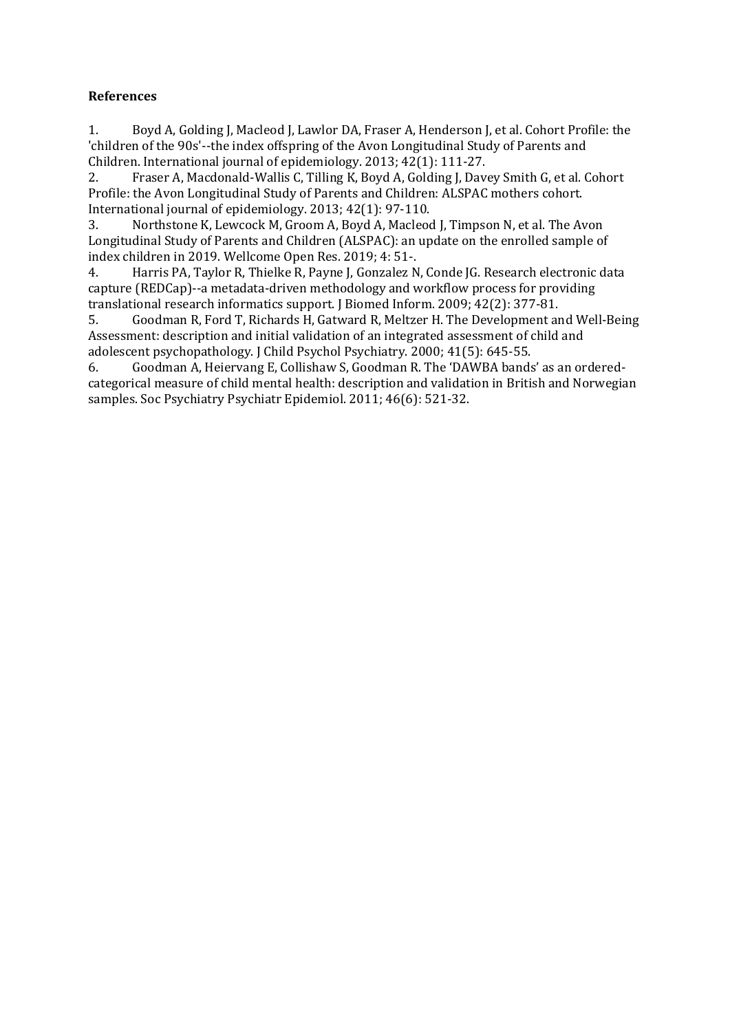**References**

1. Boyd A, Golding J, Macleod J, Lawlor DA, Fraser A, Henderson J, et al. Cohort Profile: the 'children of the 90s'--the index offspring of the Avon Longitudinal Study of Parents and Children. International journal of epidemiology. 2013; 42(1): 111-27.
2. Fraser A, Macdonald-Wallis C, Tilling K, Boyd A, Golding J, Davey Smith G, et al. Cohort Profile: the Avon Longitudinal Study of Parents and Children: ALSPAC mothers cohort. International journal of epidemiology. 2013; 42(1): 97-110.
3. Northstone K, Lewcock M, Groom A, Boyd A, Macleod J, Timpson N, et al. The Avon Longitudinal Study of Parents and Children (ALSPAC): an update on the enrolled sample of index children in 2019. Wellcome Open Res. 2019; 4: 51-.
4. Harris PA, Taylor R, Thielke R, Payne J, Gonzalez N, Conde JG. Research electronic data capture (REDCap)--a metadata-driven methodology and workflow process for providing translational research informatics support. J Biomed Inform. 2009; 42(2): 377-81.
5. Goodman R, Ford T, Richards H, Gatward R, Meltzer H. The Development and Well-Being Assessment: description and initial validation of an integrated assessment of child and adolescent psychopathology. J Child Psychol Psychiatry. 2000; 41(5): 645-55.
6. Goodman A, Heiervang E, Collishaw S, Goodman R. The 'DAWBA bands' as an ordered-categorical measure of child mental health: description and validation in British and Norwegian samples. Soc Psychiatry Psychiatr Epidemiol. 2011; 46(6): 521-32.